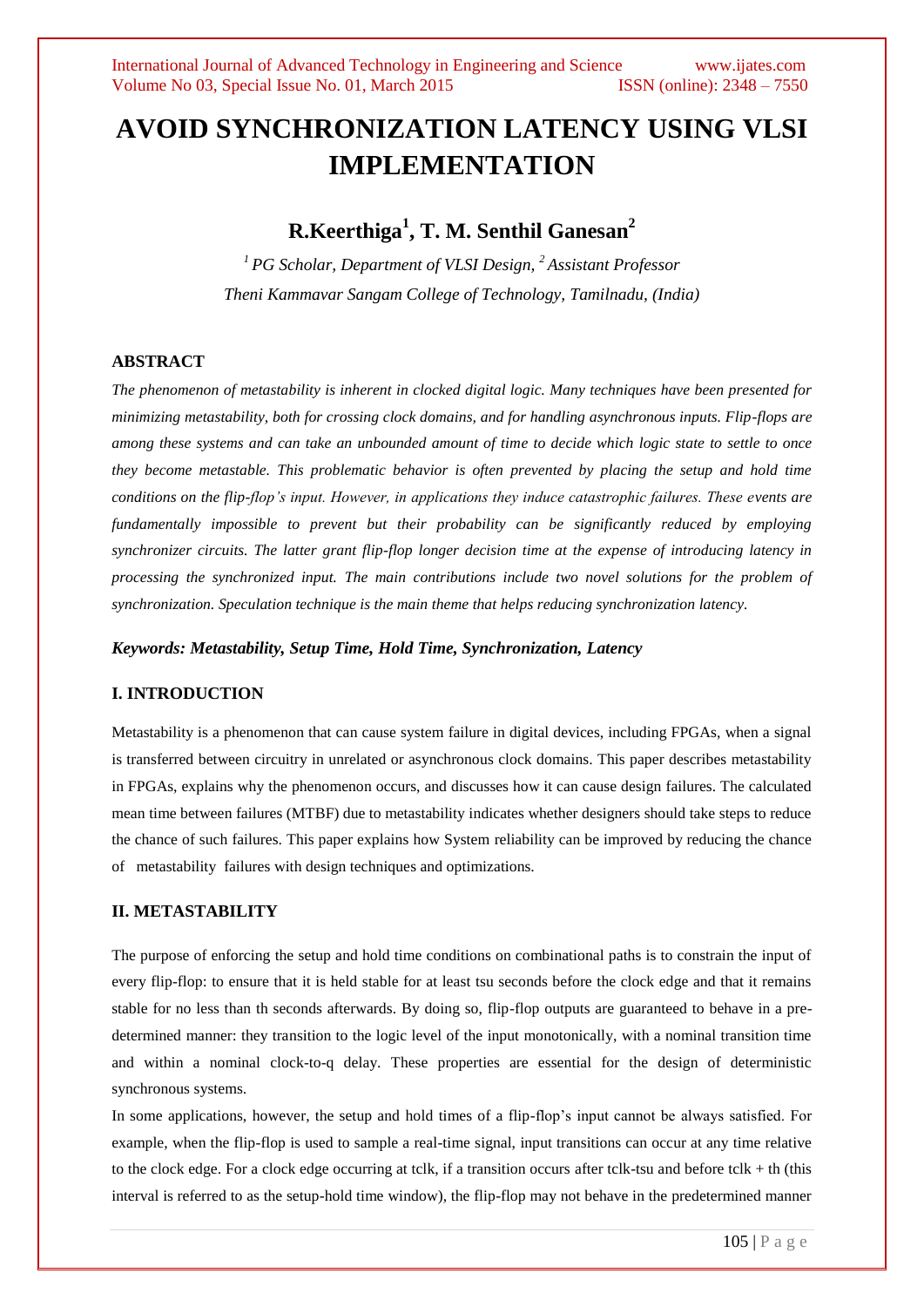# AVOID SYNCHRONIZATION LATENCY USING VLSI IMPLEMENTATION

## R.Keerthiga[1], T. M. Senthil Ganesan[2]

*[1] PG Scholar, Department of VLSI Design, [2] Assistant Professor*
*Theni Kammavar Sangam College of Technology, Tamilnadu, (India)*

### ABSTRACT

*The phenomenon of metastability is inherent in clocked digital logic. Many techniques have been presented for minimizing metastability, both for crossing clock domains, and for handling asynchronous inputs. Flip-flops are among these systems and can take an unbounded amount of time to decide which logic state to settle to once they become metastable. This problematic behavior is often prevented by placing the setup and hold time conditions on the flip-flop's input. However, in applications they induce catastrophic failures. These events are fundamentally impossible to prevent but their probability can be significantly reduced by employing synchronizer circuits. The latter grant flip-flop longer decision time at the expense of introducing latency in processing the synchronized input. The main contributions include two novel solutions for the problem of synchronization. Speculation technique is the main theme that helps reducing synchronization latency.*

***Keywords: Metastability, Setup Time, Hold Time, Synchronization, Latency***

### I. INTRODUCTION

Metastability is a phenomenon that can cause system failure in digital devices, including FPGAs, when a signal is transferred between circuitry in unrelated or asynchronous clock domains. This paper describes metastability in FPGAs, explains why the phenomenon occurs, and discusses how it can cause design failures. The calculated mean time between failures (MTBF) due to metastability indicates whether designers should take steps to reduce the chance of such failures. This paper explains how System reliability can be improved by reducing the chance of metastability failures with design techniques and optimizations.

### II. METASTABILITY

The purpose of enforcing the setup and hold time conditions on combinational paths is to constrain the input of every flip-flop: to ensure that it is held stable for at least tsu seconds before the clock edge and that it remains stable for no less than th seconds afterwards. By doing so, flip-flop outputs are guaranteed to behave in a pre-determined manner: they transition to the logic level of the input monotonically, with a nominal transition time and within a nominal clock-to-q delay. These properties are essential for the design of deterministic synchronous systems.

In some applications, however, the setup and hold times of a flip-flop's input cannot be always satisfied. For example, when the flip-flop is used to sample a real-time signal, input transitions can occur at any time relative to the clock edge. For a clock edge occurring at tclk, if a transition occurs after tclk-tsu and before tclk + th (this interval is referred to as the setup-hold time window), the flip-flop may not behave in the predetermined manner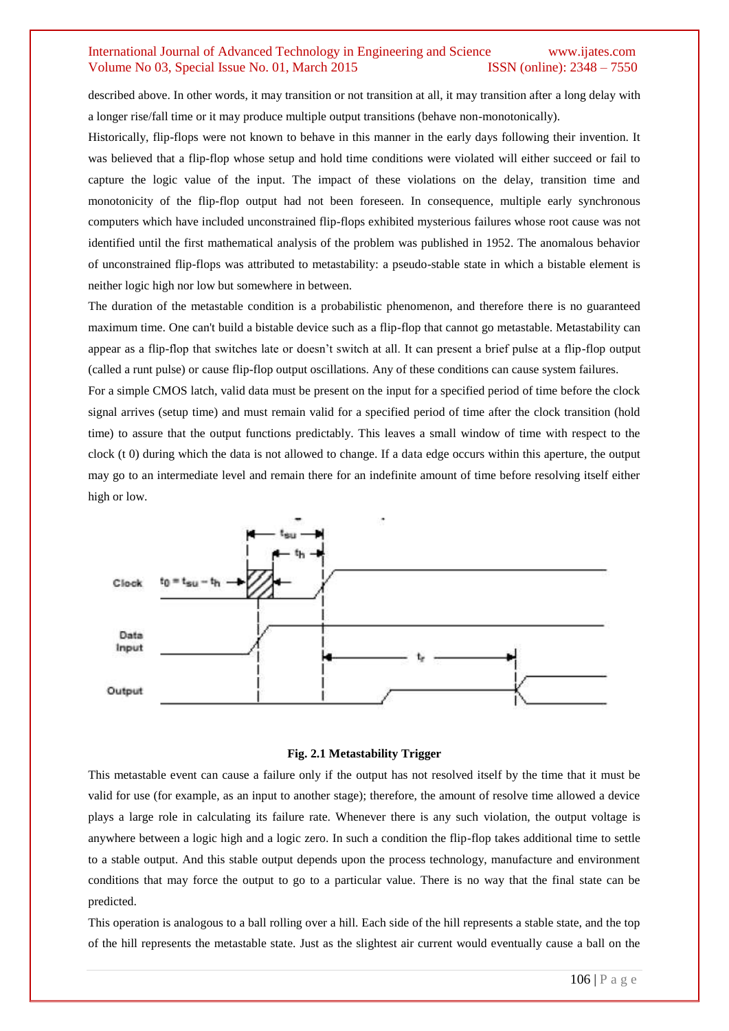described above. In other words, it may transition or not transition at all, it may transition after a long delay with a longer rise/fall time or it may produce multiple output transitions (behave non-monotonically).

Historically, flip-flops were not known to behave in this manner in the early days following their invention. It was believed that a flip-flop whose setup and hold time conditions were violated will either succeed or fail to capture the logic value of the input. The impact of these violations on the delay, transition time and monotonicity of the flip-flop output had not been foreseen. In consequence, multiple early synchronous computers which have included unconstrained flip-flops exhibited mysterious failures whose root cause was not identified until the first mathematical analysis of the problem was published in 1952. The anomalous behavior of unconstrained flip-flops was attributed to metastability: a pseudo-stable state in which a bistable element is neither logic high nor low but somewhere in between.

The duration of the metastable condition is a probabilistic phenomenon, and therefore there is no guaranteed maximum time. One can't build a bistable device such as a flip-flop that cannot go metastable. Metastability can appear as a flip-flop that switches late or doesn't switch at all. It can present a brief pulse at a flip-flop output (called a runt pulse) or cause flip-flop output oscillations. Any of these conditions can cause system failures.

For a simple CMOS latch, valid data must be present on the input for a specified period of time before the clock signal arrives (setup time) and must remain valid for a specified period of time after the clock transition (hold time) to assure that the output functions predictably. This leaves a small window of time with respect to the clock (t 0) during which the data is not allowed to change. If a data edge occurs within this aperture, the output may go to an intermediate level and remain there for an indefinite amount of time before resolving itself either high or low.

**Fig. 2.1 Metastability Trigger**

This metastable event can cause a failure only if the output has not resolved itself by the time that it must be valid for use (for example, as an input to another stage); therefore, the amount of resolve time allowed a device plays a large role in calculating its failure rate. Whenever there is any such violation, the output voltage is anywhere between a logic high and a logic zero. In such a condition the flip-flop takes additional time to settle to a stable output. And this stable output depends upon the process technology, manufacture and environment conditions that may force the output to go to a particular value. There is no way that the final state can be predicted.

This operation is analogous to a ball rolling over a hill. Each side of the hill represents a stable state, and the top of the hill represents the metastable state. Just as the slightest air current would eventually cause a ball on the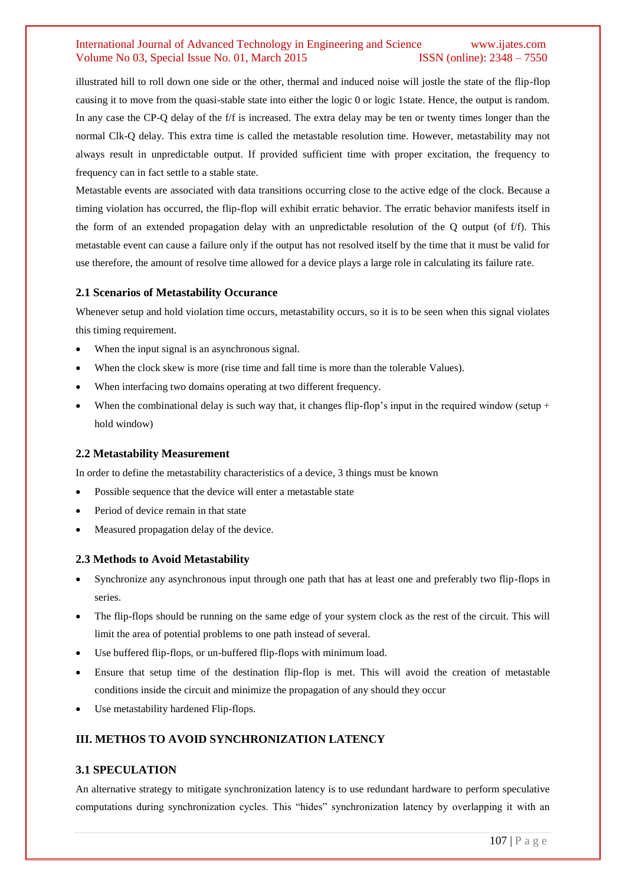illustrated hill to roll down one side or the other, thermal and induced noise will jostle the state of the flip-flop causing it to move from the quasi-stable state into either the logic 0 or logic 1state. Hence, the output is random. In any case the CP-Q delay of the f/f is increased. The extra delay may be ten or twenty times longer than the normal Clk-Q delay. This extra time is called the metastable resolution time. However, metastability may not always result in unpredictable output. If provided sufficient time with proper excitation, the frequency to frequency can in fact settle to a stable state.

Metastable events are associated with data transitions occurring close to the active edge of the clock. Because a timing violation has occurred, the flip-flop will exhibit erratic behavior. The erratic behavior manifests itself in the form of an extended propagation delay with an unpredictable resolution of the Q output (of f/f). This metastable event can cause a failure only if the output has not resolved itself by the time that it must be valid for use therefore, the amount of resolve time allowed for a device plays a large role in calculating its failure rate.

### 2.1 Scenarios of Metastability Occurance

Whenever setup and hold violation time occurs, metastability occurs, so it is to be seen when this signal violates this timing requirement.

- When the input signal is an asynchronous signal.
- When the clock skew is more (rise time and fall time is more than the tolerable Values).
- When interfacing two domains operating at two different frequency.
- When the combinational delay is such way that, it changes flip-flop's input in the required window (setup + hold window)

### 2.2 Metastability Measurement

In order to define the metastability characteristics of a device, 3 things must be known

- Possible sequence that the device will enter a metastable state
- Period of device remain in that state
- Measured propagation delay of the device.

### 2.3 Methods to Avoid Metastability

- Synchronize any asynchronous input through one path that has at least one and preferably two flip-flops in series.
- The flip-flops should be running on the same edge of your system clock as the rest of the circuit. This will limit the area of potential problems to one path instead of several.
- Use buffered flip-flops, or un-buffered flip-flops with minimum load.
- Ensure that setup time of the destination flip-flop is met. This will avoid the creation of metastable conditions inside the circuit and minimize the propagation of any should they occur
- Use metastability hardened Flip-flops.

## III. METHOS TO AVOID SYNCHRONIZATION LATENCY

### 3.1 SPECULATION

An alternative strategy to mitigate synchronization latency is to use redundant hardware to perform speculative computations during synchronization cycles. This "hides" synchronization latency by overlapping it with an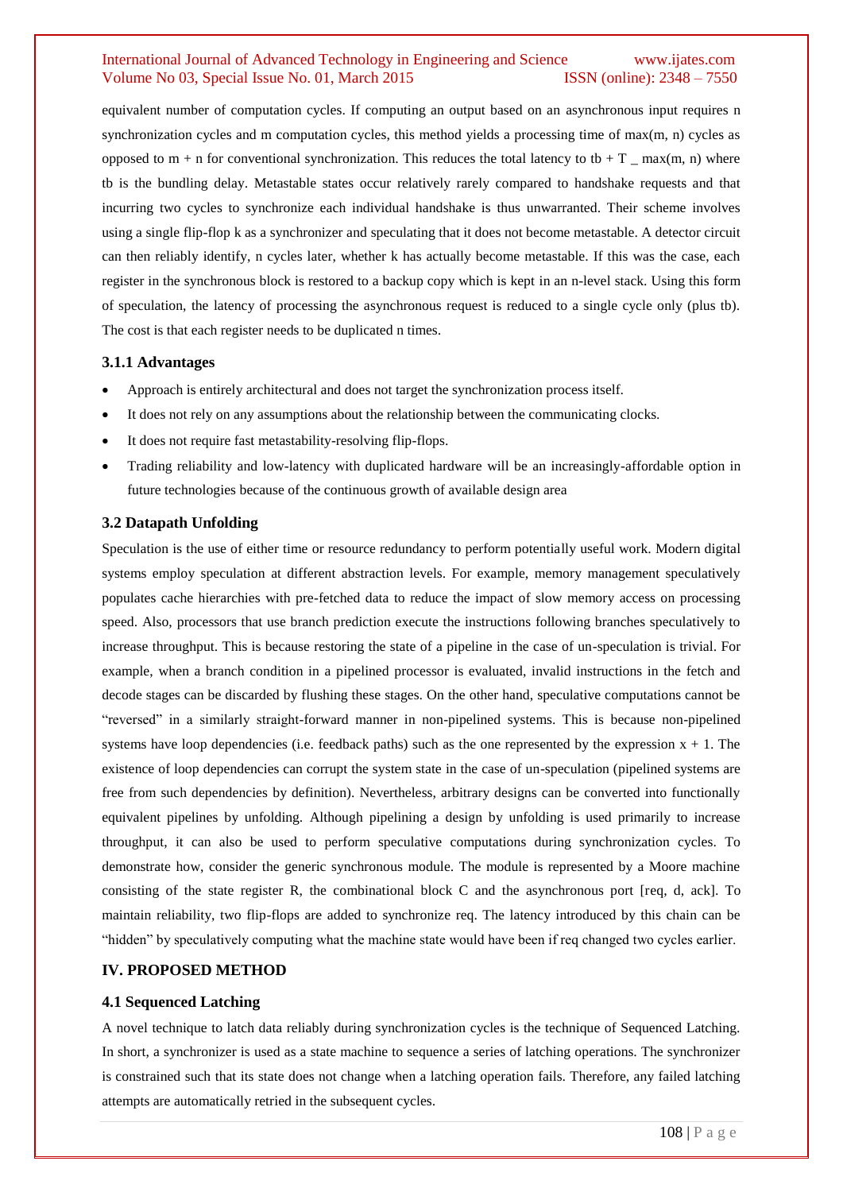equivalent number of computation cycles. If computing an output based on an asynchronous input requires n synchronization cycles and m computation cycles, this method yields a processing time of max(m, n) cycles as opposed to m + n for conventional synchronization. This reduces the total latency to tb + T _ max(m, n) where tb is the bundling delay. Metastable states occur relatively rarely compared to handshake requests and that incurring two cycles to synchronize each individual handshake is thus unwarranted. Their scheme involves using a single flip-flop k as a synchronizer and speculating that it does not become metastable. A detector circuit can then reliably identify, n cycles later, whether k has actually become metastable. If this was the case, each register in the synchronous block is restored to a backup copy which is kept in an n-level stack. Using this form of speculation, the latency of processing the asynchronous request is reduced to a single cycle only (plus tb). The cost is that each register needs to be duplicated n times.

### 3.1.1 Advantages

- Approach is entirely architectural and does not target the synchronization process itself.
- It does not rely on any assumptions about the relationship between the communicating clocks.
- It does not require fast metastability-resolving flip-flops.
- Trading reliability and low-latency with duplicated hardware will be an increasingly-affordable option in future technologies because of the continuous growth of available design area

### 3.2 Datapath Unfolding

Speculation is the use of either time or resource redundancy to perform potentially useful work. Modern digital systems employ speculation at different abstraction levels. For example, memory management speculatively populates cache hierarchies with pre-fetched data to reduce the impact of slow memory access on processing speed. Also, processors that use branch prediction execute the instructions following branches speculatively to increase throughput. This is because restoring the state of a pipeline in the case of un-speculation is trivial. For example, when a branch condition in a pipelined processor is evaluated, invalid instructions in the fetch and decode stages can be discarded by flushing these stages. On the other hand, speculative computations cannot be "reversed" in a similarly straight-forward manner in non-pipelined systems. This is because non-pipelined systems have loop dependencies (i.e. feedback paths) such as the one represented by the expression x + 1. The existence of loop dependencies can corrupt the system state in the case of un-speculation (pipelined systems are free from such dependencies by definition). Nevertheless, arbitrary designs can be converted into functionally equivalent pipelines by unfolding. Although pipelining a design by unfolding is used primarily to increase throughput, it can also be used to perform speculative computations during synchronization cycles. To demonstrate how, consider the generic synchronous module. The module is represented by a Moore machine consisting of the state register R, the combinational block C and the asynchronous port [req, d, ack]. To maintain reliability, two flip-flops are added to synchronize req. The latency introduced by this chain can be "hidden" by speculatively computing what the machine state would have been if req changed two cycles earlier.

## IV. PROPOSED METHOD

### 4.1 Sequenced Latching

A novel technique to latch data reliably during synchronization cycles is the technique of Sequenced Latching. In short, a synchronizer is used as a state machine to sequence a series of latching operations. The synchronizer is constrained such that its state does not change when a latching operation fails. Therefore, any failed latching attempts are automatically retried in the subsequent cycles.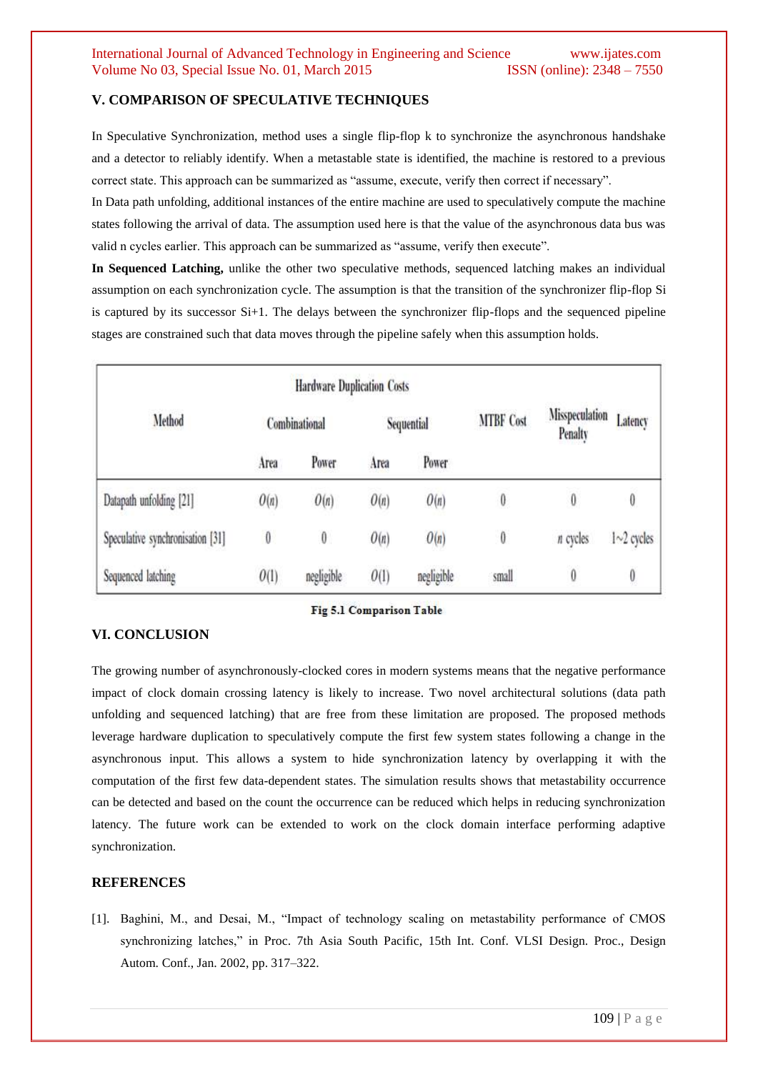## V. COMPARISON OF SPECULATIVE TECHNIQUES

In Speculative Synchronization, method uses a single flip-flop k to synchronize the asynchronous handshake and a detector to reliably identify. When a metastable state is identified, the machine is restored to a previous correct state. This approach can be summarized as "assume, execute, verify then correct if necessary".

In Data path unfolding, additional instances of the entire machine are used to speculatively compute the machine states following the arrival of data. The assumption used here is that the value of the asynchronous data bus was valid n cycles earlier. This approach can be summarized as "assume, verify then execute".

**In Sequenced Latching,** unlike the other two speculative methods, sequenced latching makes an individual assumption on each synchronization cycle. The assumption is that the transition of the synchronizer flip-flop Si is captured by its successor Si+1. The delays between the synchronizer flip-flops and the sequenced pipeline stages are constrained such that data moves through the pipeline safely when this assumption holds.

| Method | Hardware Duplication Costs | | | | MTBF Cost | Misspeculation Penalty | Latency |
|---|---|---|---|---|---|---|---|
| | Combinational | | Sequential | | | | |
| | Area | Power | Area | Power | | | |
| Datapath unfolding [21] | $O(n)$ | $O(n)$ | $O(n)$ | $O(n)$ | 0 | 0 | 0 |
| Speculative synchronisation [31] | 0 | 0 | $O(n)$ | $O(n)$ | 0 | $n$ cycles | 1~2 cycles |
| Sequenced latching | $O(1)$ | negligible | $O(1)$ | negligible | small | 0 | 0 |

**Fig 5.1 Comparison Table**

## VI. CONCLUSION

The growing number of asynchronously-clocked cores in modern systems means that the negative performance impact of clock domain crossing latency is likely to increase. Two novel architectural solutions (data path unfolding and sequenced latching) that are free from these limitation are proposed. The proposed methods leverage hardware duplication to speculatively compute the first few system states following a change in the asynchronous input. This allows a system to hide synchronization latency by overlapping it with the computation of the first few data-dependent states. The simulation results shows that metastability occurrence can be detected and based on the count the occurrence can be reduced which helps in reducing synchronization latency. The future work can be extended to work on the clock domain interface performing adaptive synchronization.

## REFERENCES

[1]. Baghini, M., and Desai, M., "Impact of technology scaling on metastability performance of CMOS synchronizing latches," in Proc. 7th Asia South Pacific, 15th Int. Conf. VLSI Design. Proc., Design Autom. Conf., Jan. 2002, pp. 317–322.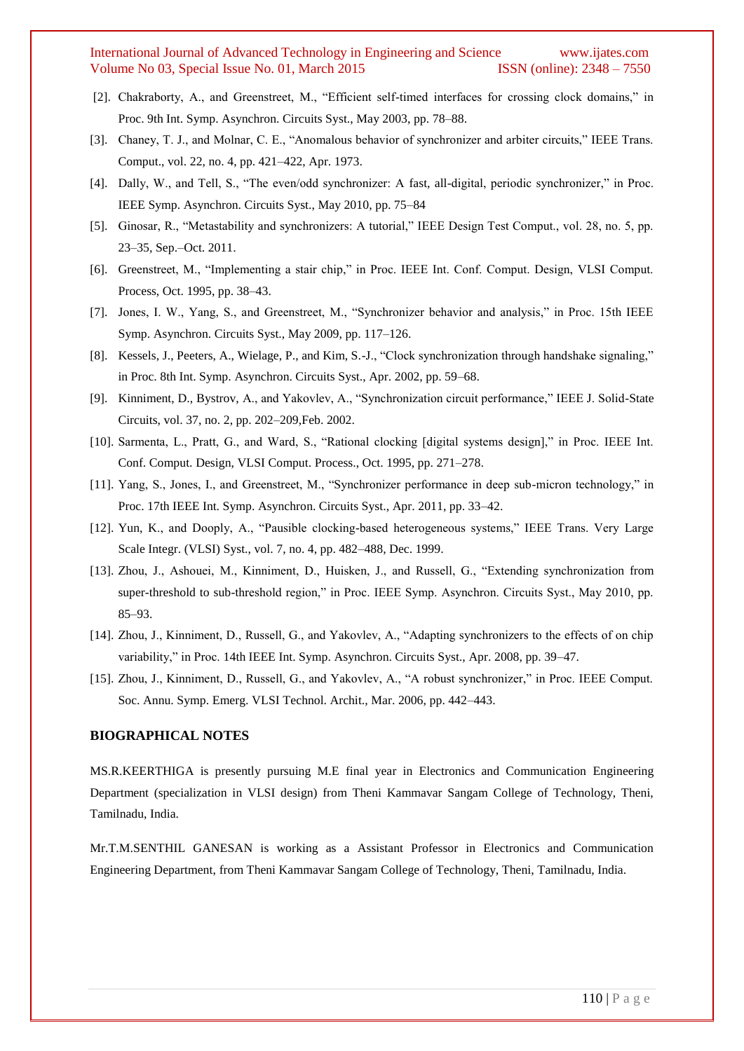[2]. Chakraborty, A., and Greenstreet, M., “Efficient self-timed interfaces for crossing clock domains,” in Proc. 9th Int. Symp. Asynchron. Circuits Syst., May 2003, pp. 78–88.

[3]. Chaney, T. J., and Molnar, C. E., “Anomalous behavior of synchronizer and arbiter circuits,” IEEE Trans. Comput., vol. 22, no. 4, pp. 421–422, Apr. 1973.

[4]. Dally, W., and Tell, S., “The even/odd synchronizer: A fast, all-digital, periodic synchronizer,” in Proc. IEEE Symp. Asynchron. Circuits Syst., May 2010, pp. 75–84

[5]. Ginosar, R., “Metastability and synchronizers: A tutorial,” IEEE Design Test Comput., vol. 28, no. 5, pp. 23–35, Sep.–Oct. 2011.

[6]. Greenstreet, M., “Implementing a stair chip,” in Proc. IEEE Int. Conf. Comput. Design, VLSI Comput. Process, Oct. 1995, pp. 38–43.

[7]. Jones, I. W., Yang, S., and Greenstreet, M., “Synchronizer behavior and analysis,” in Proc. 15th IEEE Symp. Asynchron. Circuits Syst., May 2009, pp. 117–126.

[8]. Kessels, J., Peeters, A., Wielage, P., and Kim, S.-J., “Clock synchronization through handshake signaling,” in Proc. 8th Int. Symp. Asynchron. Circuits Syst., Apr. 2002, pp. 59–68.

[9]. Kinniment, D., Bystrov, A., and Yakovlev, A., “Synchronization circuit performance,” IEEE J. Solid-State Circuits, vol. 37, no. 2, pp. 202–209,Feb. 2002.

[10]. Sarmenta, L., Pratt, G., and Ward, S., “Rational clocking [digital systems design],” in Proc. IEEE Int. Conf. Comput. Design, VLSI Comput. Process., Oct. 1995, pp. 271–278.

[11]. Yang, S., Jones, I., and Greenstreet, M., “Synchronizer performance in deep sub-micron technology,” in Proc. 17th IEEE Int. Symp. Asynchron. Circuits Syst., Apr. 2011, pp. 33–42.

[12]. Yun, K., and Dooply, A., “Pausible clocking-based heterogeneous systems,” IEEE Trans. Very Large Scale Integr. (VLSI) Syst., vol. 7, no. 4, pp. 482–488, Dec. 1999.

[13]. Zhou, J., Ashouei, M., Kinniment, D., Huisken, J., and Russell, G., “Extending synchronization from super-threshold to sub-threshold region,” in Proc. IEEE Symp. Asynchron. Circuits Syst., May 2010, pp. 85–93.

[14]. Zhou, J., Kinniment, D., Russell, G., and Yakovlev, A., “Adapting synchronizers to the effects of on chip variability,” in Proc. 14th IEEE Int. Symp. Asynchron. Circuits Syst., Apr. 2008, pp. 39–47.

[15]. Zhou, J., Kinniment, D., Russell, G., and Yakovlev, A., “A robust synchronizer,” in Proc. IEEE Comput. Soc. Annu. Symp. Emerg. VLSI Technol. Archit., Mar. 2006, pp. 442–443.

## BIOGRAPHICAL NOTES

MS.R.KEERTHIGA is presently pursuing M.E final year in Electronics and Communication Engineering Department (specialization in VLSI design) from Theni Kammavar Sangam College of Technology, Theni, Tamilnadu, India.

Mr.T.M.SENTHIL GANESAN is working as a Assistant Professor in Electronics and Communication Engineering Department, from Theni Kammavar Sangam College of Technology, Theni, Tamilnadu, India.